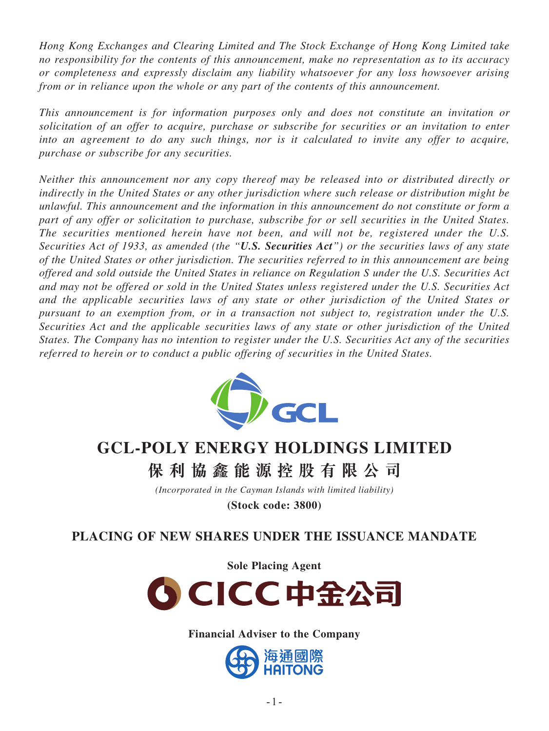*Hong Kong Exchanges and Clearing Limited and The Stock Exchange of Hong Kong Limited take no responsibility for the contents of this announcement, make no representation as to its accuracy or completeness and expressly disclaim any liability whatsoever for any loss howsoever arising from or in reliance upon the whole or any part of the contents of this announcement.*

*This announcement is for information purposes only and does not constitute an invitation or solicitation of an offer to acquire, purchase or subscribe for securities or an invitation to enter into an agreement to do any such things, nor is it calculated to invite any offer to acquire, purchase or subscribe for any securities.*

*Neither this announcement nor any copy thereof may be released into or distributed directly or indirectly in the United States or any other jurisdiction where such release or distribution might be unlawful. This announcement and the information in this announcement do not constitute or form a part of any offer or solicitation to purchase, subscribe for or sell securities in the United States. The securities mentioned herein have not been, and will not be, registered under the U.S. Securities Act of 1933, as amended (the "**U.S. Securities Act**") or the securities laws of any state of the United States or other jurisdiction. The securities referred to in this announcement are being offered and sold outside the United States in reliance on Regulation S under the U.S. Securities Act and may not be offered or sold in the United States unless registered under the U.S. Securities Act and the applicable securities laws of any state or other jurisdiction of the United States or pursuant to an exemption from, or in a transaction not subject to, registration under the U.S. Securities Act and the applicable securities laws of any state or other jurisdiction of the United States. The Company has no intention to register under the U.S. Securities Act any of the securities referred to herein or to conduct a public offering of securities in the United States.*

# GCL-POLY ENERGY HOLDINGS LIMITED

# 保利協鑫能源控股有限公司

*(Incorporated in the Cayman Islands with limited liability)*

**(Stock code: 3800)**

## PLACING OF NEW SHARES UNDER THE ISSUANCE MANDATE

**Sole Placing Agent**

CICC 中金公司

**Financial Adviser to the Company**

海通國際 HAITONG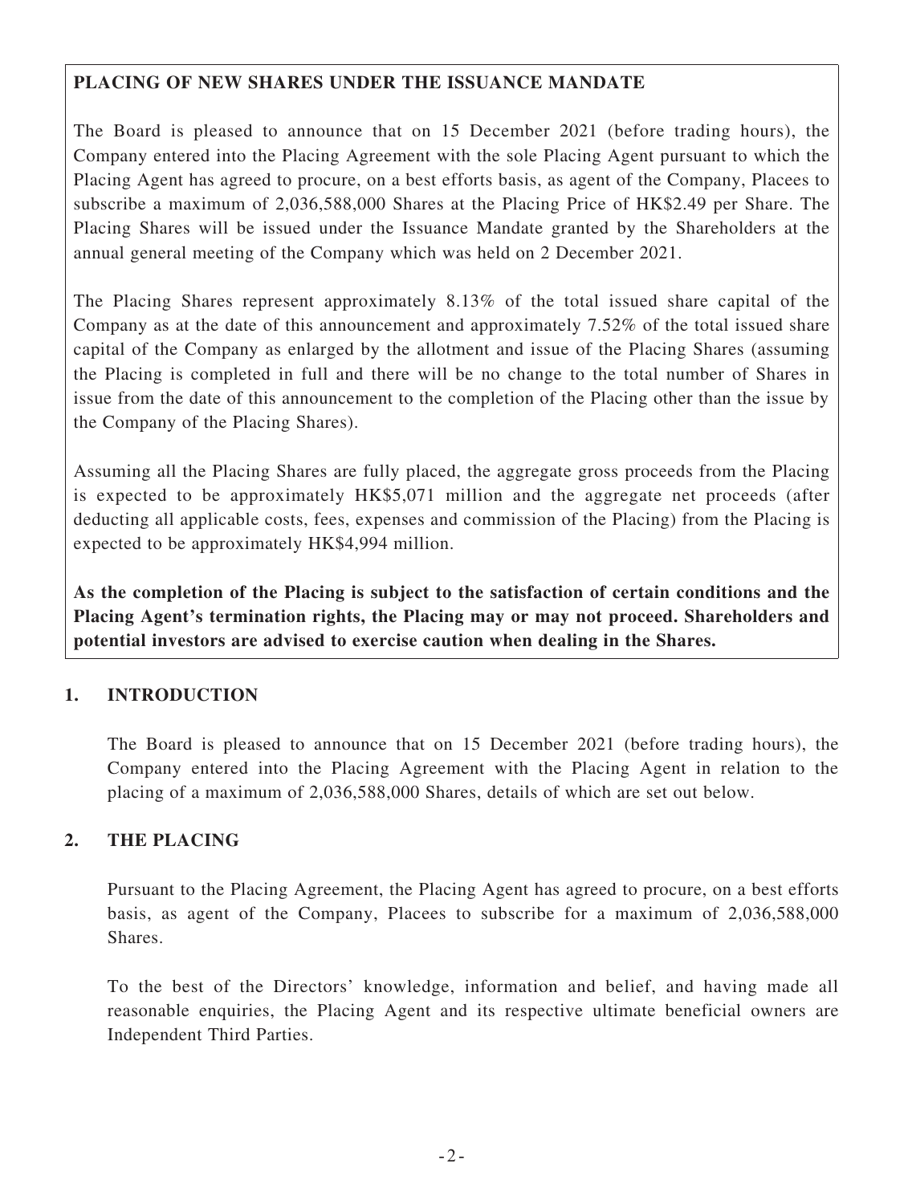**PLACING OF NEW SHARES UNDER THE ISSUANCE MANDATE**

The Board is pleased to announce that on 15 December 2021 (before trading hours), the Company entered into the Placing Agreement with the sole Placing Agent pursuant to which the Placing Agent has agreed to procure, on a best efforts basis, as agent of the Company, Placees to subscribe a maximum of 2,036,588,000 Shares at the Placing Price of HK$2.49 per Share. The Placing Shares will be issued under the Issuance Mandate granted by the Shareholders at the annual general meeting of the Company which was held on 2 December 2021.

The Placing Shares represent approximately 8.13% of the total issued share capital of the Company as at the date of this announcement and approximately 7.52% of the total issued share capital of the Company as enlarged by the allotment and issue of the Placing Shares (assuming the Placing is completed in full and there will be no change to the total number of Shares in issue from the date of this announcement to the completion of the Placing other than the issue by the Company of the Placing Shares).

Assuming all the Placing Shares are fully placed, the aggregate gross proceeds from the Placing is expected to be approximately HK$5,071 million and the aggregate net proceeds (after deducting all applicable costs, fees, expenses and commission of the Placing) from the Placing is expected to be approximately HK$4,994 million.

**As the completion of the Placing is subject to the satisfaction of certain conditions and the Placing Agent's termination rights, the Placing may or may not proceed. Shareholders and potential investors are advised to exercise caution when dealing in the Shares.**

## 1. INTRODUCTION

The Board is pleased to announce that on 15 December 2021 (before trading hours), the Company entered into the Placing Agreement with the Placing Agent in relation to the placing of a maximum of 2,036,588,000 Shares, details of which are set out below.

## 2. THE PLACING

Pursuant to the Placing Agreement, the Placing Agent has agreed to procure, on a best efforts basis, as agent of the Company, Placees to subscribe for a maximum of 2,036,588,000 Shares.

To the best of the Directors' knowledge, information and belief, and having made all reasonable enquiries, the Placing Agent and its respective ultimate beneficial owners are Independent Third Parties.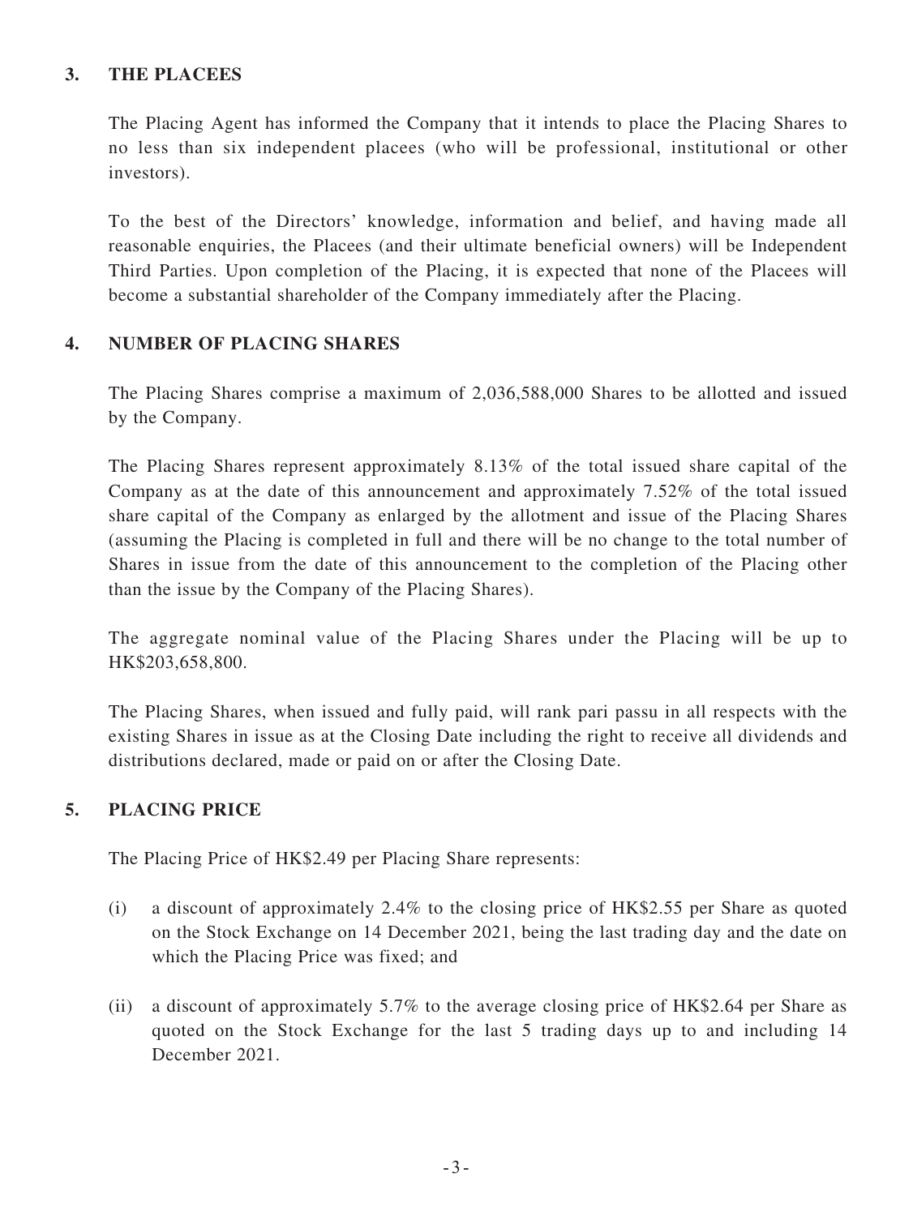## 3. THE PLACEES

The Placing Agent has informed the Company that it intends to place the Placing Shares to no less than six independent placees (who will be professional, institutional or other investors).

To the best of the Directors' knowledge, information and belief, and having made all reasonable enquiries, the Placees (and their ultimate beneficial owners) will be Independent Third Parties. Upon completion of the Placing, it is expected that none of the Placees will become a substantial shareholder of the Company immediately after the Placing.

## 4. NUMBER OF PLACING SHARES

The Placing Shares comprise a maximum of 2,036,588,000 Shares to be allotted and issued by the Company.

The Placing Shares represent approximately 8.13% of the total issued share capital of the Company as at the date of this announcement and approximately 7.52% of the total issued share capital of the Company as enlarged by the allotment and issue of the Placing Shares (assuming the Placing is completed in full and there will be no change to the total number of Shares in issue from the date of this announcement to the completion of the Placing other than the issue by the Company of the Placing Shares).

The aggregate nominal value of the Placing Shares under the Placing will be up to HK$203,658,800.

The Placing Shares, when issued and fully paid, will rank pari passu in all respects with the existing Shares in issue as at the Closing Date including the right to receive all dividends and distributions declared, made or paid on or after the Closing Date.

## 5. PLACING PRICE

The Placing Price of HK$2.49 per Placing Share represents:

(i) a discount of approximately 2.4% to the closing price of HK$2.55 per Share as quoted on the Stock Exchange on 14 December 2021, being the last trading day and the date on which the Placing Price was fixed; and

(ii) a discount of approximately 5.7% to the average closing price of HK$2.64 per Share as quoted on the Stock Exchange for the last 5 trading days up to and including 14 December 2021.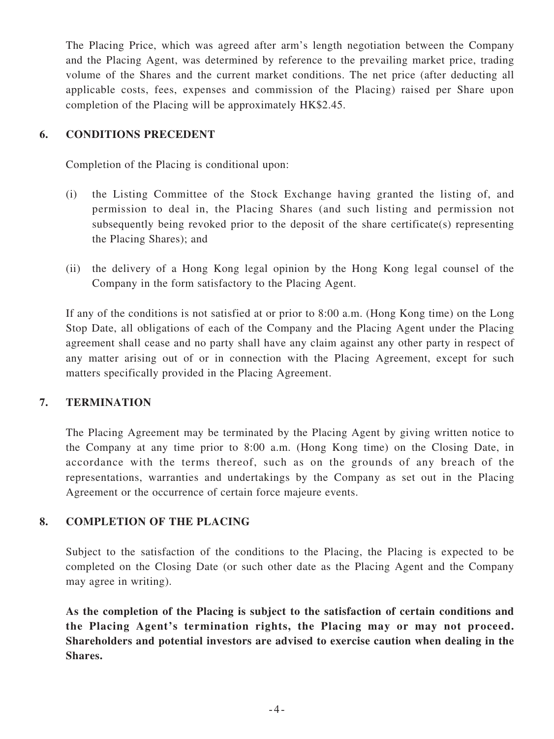The Placing Price, which was agreed after arm's length negotiation between the Company and the Placing Agent, was determined by reference to the prevailing market price, trading volume of the Shares and the current market conditions. The net price (after deducting all applicable costs, fees, expenses and commission of the Placing) raised per Share upon completion of the Placing will be approximately HK$2.45.

## 6. CONDITIONS PRECEDENT

Completion of the Placing is conditional upon:

(i) the Listing Committee of the Stock Exchange having granted the listing of, and permission to deal in, the Placing Shares (and such listing and permission not subsequently being revoked prior to the deposit of the share certificate(s) representing the Placing Shares); and

(ii) the delivery of a Hong Kong legal opinion by the Hong Kong legal counsel of the Company in the form satisfactory to the Placing Agent.

If any of the conditions is not satisfied at or prior to 8:00 a.m. (Hong Kong time) on the Long Stop Date, all obligations of each of the Company and the Placing Agent under the Placing agreement shall cease and no party shall have any claim against any other party in respect of any matter arising out of or in connection with the Placing Agreement, except for such matters specifically provided in the Placing Agreement.

## 7. TERMINATION

The Placing Agreement may be terminated by the Placing Agent by giving written notice to the Company at any time prior to 8:00 a.m. (Hong Kong time) on the Closing Date, in accordance with the terms thereof, such as on the grounds of any breach of the representations, warranties and undertakings by the Company as set out in the Placing Agreement or the occurrence of certain force majeure events.

## 8. COMPLETION OF THE PLACING

Subject to the satisfaction of the conditions to the Placing, the Placing is expected to be completed on the Closing Date (or such other date as the Placing Agent and the Company may agree in writing).

**As the completion of the Placing is subject to the satisfaction of certain conditions and the Placing Agent's termination rights, the Placing may or may not proceed. Shareholders and potential investors are advised to exercise caution when dealing in the Shares.**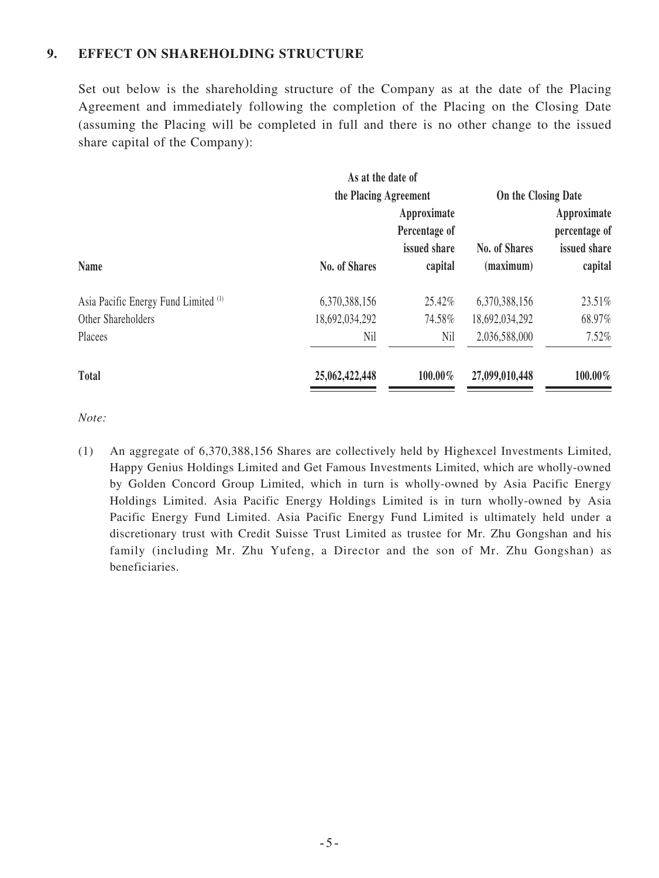## 9. EFFECT ON SHAREHOLDING STRUCTURE

Set out below is the shareholding structure of the Company as at the date of the Placing Agreement and immediately following the completion of the Placing on the Closing Date (assuming the Placing will be completed in full and there is no other change to the issued share capital of the Company):

| Name | As at the date of the Placing Agreement | | On the Closing Date | |
|---|---|---|---|---|
| | No. of Shares | Approximate Percentage of issued share capital | No. of Shares (maximum) | Approximate percentage of issued share capital |
| Asia Pacific Energy Fund Limited [(1)] | 6,370,388,156 | 25.42% | 6,370,388,156 | 23.51% |
| Other Shareholders | 18,692,034,292 | 74.58% | 18,692,034,292 | 68.97% |
| Placees | Nil | Nil | 2,036,588,000 | 7.52% |
| **Total** | **25,062,422,448** | **100.00%** | **27,099,010,448** | **100.00%** |

*Note:*

(1) An aggregate of 6,370,388,156 Shares are collectively held by Highexcel Investments Limited, Happy Genius Holdings Limited and Get Famous Investments Limited, which are wholly-owned by Golden Concord Group Limited, which in turn is wholly-owned by Asia Pacific Energy Holdings Limited. Asia Pacific Energy Holdings Limited is in turn wholly-owned by Asia Pacific Energy Fund Limited. Asia Pacific Energy Fund Limited is ultimately held under a discretionary trust with Credit Suisse Trust Limited as trustee for Mr. Zhu Gongshan and his family (including Mr. Zhu Yufeng, a Director and the son of Mr. Zhu Gongshan) as beneficiaries.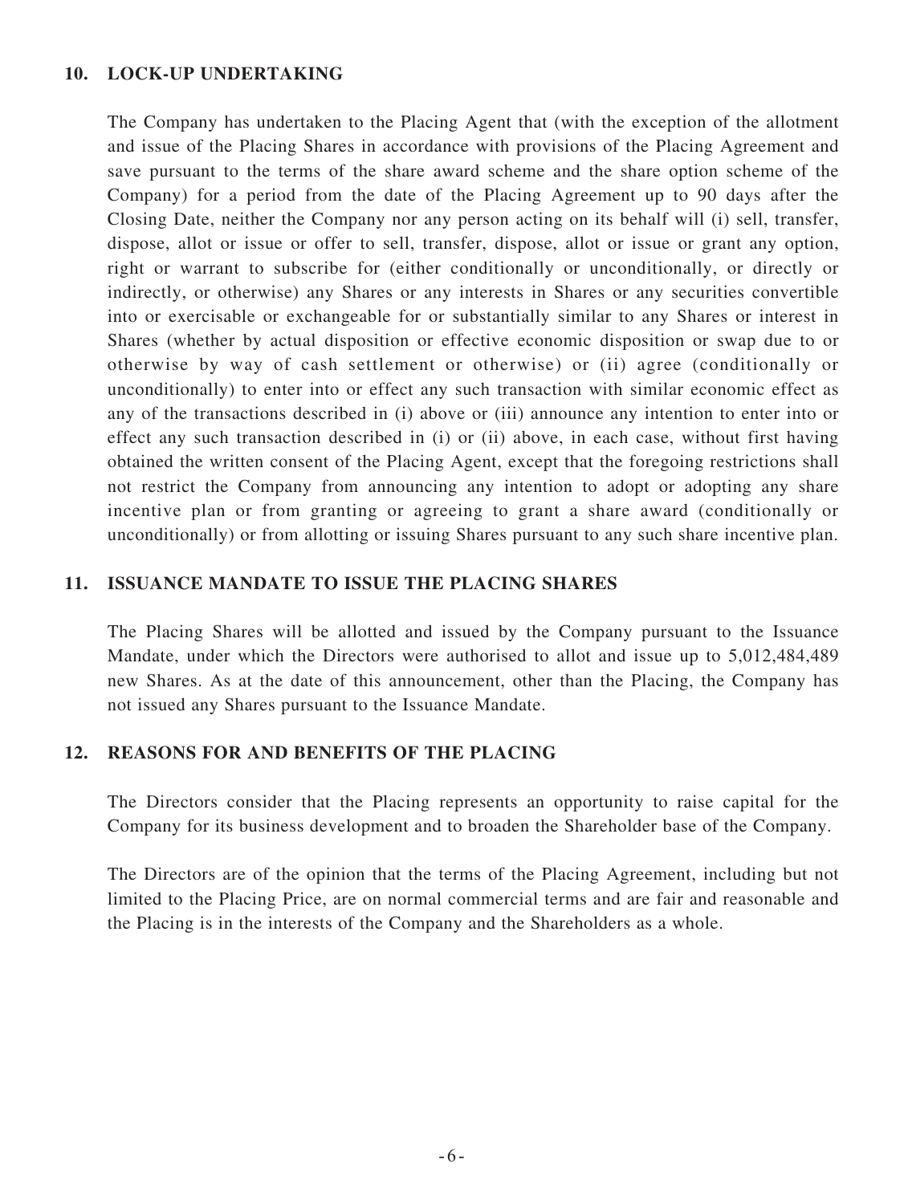## 10. LOCK-UP UNDERTAKING

The Company has undertaken to the Placing Agent that (with the exception of the allotment and issue of the Placing Shares in accordance with provisions of the Placing Agreement and save pursuant to the terms of the share award scheme and the share option scheme of the Company) for a period from the date of the Placing Agreement up to 90 days after the Closing Date, neither the Company nor any person acting on its behalf will (i) sell, transfer, dispose, allot or issue or offer to sell, transfer, dispose, allot or issue or grant any option, right or warrant to subscribe for (either conditionally or unconditionally, or directly or indirectly, or otherwise) any Shares or any interests in Shares or any securities convertible into or exercisable or exchangeable for or substantially similar to any Shares or interest in Shares (whether by actual disposition or effective economic disposition or swap due to or otherwise by way of cash settlement or otherwise) or (ii) agree (conditionally or unconditionally) to enter into or effect any such transaction with similar economic effect as any of the transactions described in (i) above or (iii) announce any intention to enter into or effect any such transaction described in (i) or (ii) above, in each case, without first having obtained the written consent of the Placing Agent, except that the foregoing restrictions shall not restrict the Company from announcing any intention to adopt or adopting any share incentive plan or from granting or agreeing to grant a share award (conditionally or unconditionally) or from allotting or issuing Shares pursuant to any such share incentive plan.

## 11. ISSUANCE MANDATE TO ISSUE THE PLACING SHARES

The Placing Shares will be allotted and issued by the Company pursuant to the Issuance Mandate, under which the Directors were authorised to allot and issue up to 5,012,484,489 new Shares. As at the date of this announcement, other than the Placing, the Company has not issued any Shares pursuant to the Issuance Mandate.

## 12. REASONS FOR AND BENEFITS OF THE PLACING

The Directors consider that the Placing represents an opportunity to raise capital for the Company for its business development and to broaden the Shareholder base of the Company.

The Directors are of the opinion that the terms of the Placing Agreement, including but not limited to the Placing Price, are on normal commercial terms and are fair and reasonable and the Placing is in the interests of the Company and the Shareholders as a whole.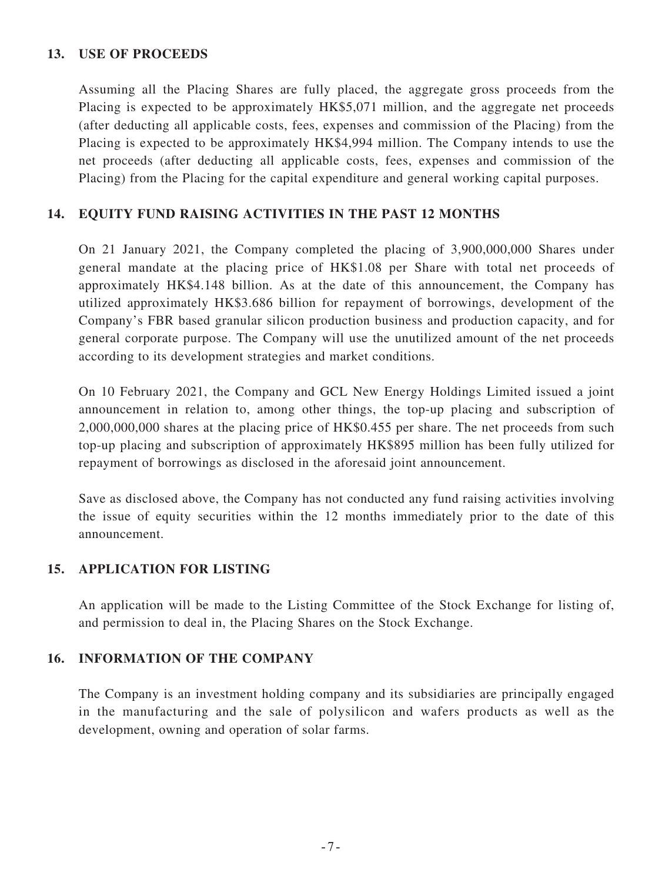## 13. USE OF PROCEEDS

Assuming all the Placing Shares are fully placed, the aggregate gross proceeds from the Placing is expected to be approximately HK$5,071 million, and the aggregate net proceeds (after deducting all applicable costs, fees, expenses and commission of the Placing) from the Placing is expected to be approximately HK$4,994 million. The Company intends to use the net proceeds (after deducting all applicable costs, fees, expenses and commission of the Placing) from the Placing for the capital expenditure and general working capital purposes.

## 14. EQUITY FUND RAISING ACTIVITIES IN THE PAST 12 MONTHS

On 21 January 2021, the Company completed the placing of 3,900,000,000 Shares under general mandate at the placing price of HK$1.08 per Share with total net proceeds of approximately HK$4.148 billion. As at the date of this announcement, the Company has utilized approximately HK$3.686 billion for repayment of borrowings, development of the Company's FBR based granular silicon production business and production capacity, and for general corporate purpose. The Company will use the unutilized amount of the net proceeds according to its development strategies and market conditions.

On 10 February 2021, the Company and GCL New Energy Holdings Limited issued a joint announcement in relation to, among other things, the top-up placing and subscription of 2,000,000,000 shares at the placing price of HK$0.455 per share. The net proceeds from such top-up placing and subscription of approximately HK$895 million has been fully utilized for repayment of borrowings as disclosed in the aforesaid joint announcement.

Save as disclosed above, the Company has not conducted any fund raising activities involving the issue of equity securities within the 12 months immediately prior to the date of this announcement.

## 15. APPLICATION FOR LISTING

An application will be made to the Listing Committee of the Stock Exchange for listing of, and permission to deal in, the Placing Shares on the Stock Exchange.

## 16. INFORMATION OF THE COMPANY

The Company is an investment holding company and its subsidiaries are principally engaged in the manufacturing and the sale of polysilicon and wafers products as well as the development, owning and operation of solar farms.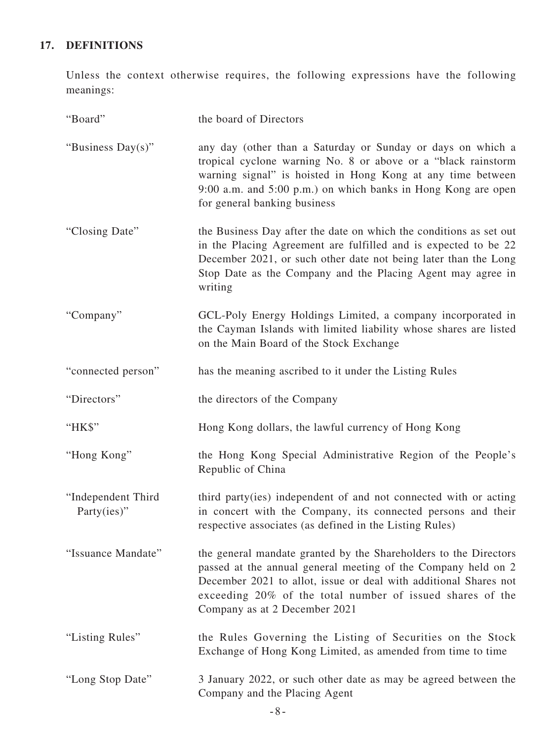## 17. DEFINITIONS

Unless the context otherwise requires, the following expressions have the following meanings:

| | |
|---|---|
| "Board" | the board of Directors |
| "Business Day(s)" | any day (other than a Saturday or Sunday or days on which a tropical cyclone warning No. 8 or above or a "black rainstorm warning signal" is hoisted in Hong Kong at any time between 9:00 a.m. and 5:00 p.m.) on which banks in Hong Kong are open for general banking business |
| "Closing Date" | the Business Day after the date on which the conditions as set out in the Placing Agreement are fulfilled and is expected to be 22 December 2021, or such other date not being later than the Long Stop Date as the Company and the Placing Agent may agree in writing |
| "Company" | GCL-Poly Energy Holdings Limited, a company incorporated in the Cayman Islands with limited liability whose shares are listed on the Main Board of the Stock Exchange |
| "connected person" | has the meaning ascribed to it under the Listing Rules |
| "Directors" | the directors of the Company |
| "HK$" | Hong Kong dollars, the lawful currency of Hong Kong |
| "Hong Kong" | the Hong Kong Special Administrative Region of the People's Republic of China |
| "Independent Third Party(ies)" | third party(ies) independent of and not connected with or acting in concert with the Company, its connected persons and their respective associates (as defined in the Listing Rules) |
| "Issuance Mandate" | the general mandate granted by the Shareholders to the Directors passed at the annual general meeting of the Company held on 2 December 2021 to allot, issue or deal with additional Shares not exceeding 20% of the total number of issued shares of the Company as at 2 December 2021 |
| "Listing Rules" | the Rules Governing the Listing of Securities on the Stock Exchange of Hong Kong Limited, as amended from time to time |
| "Long Stop Date" | 3 January 2022, or such other date as may be agreed between the Company and the Placing Agent |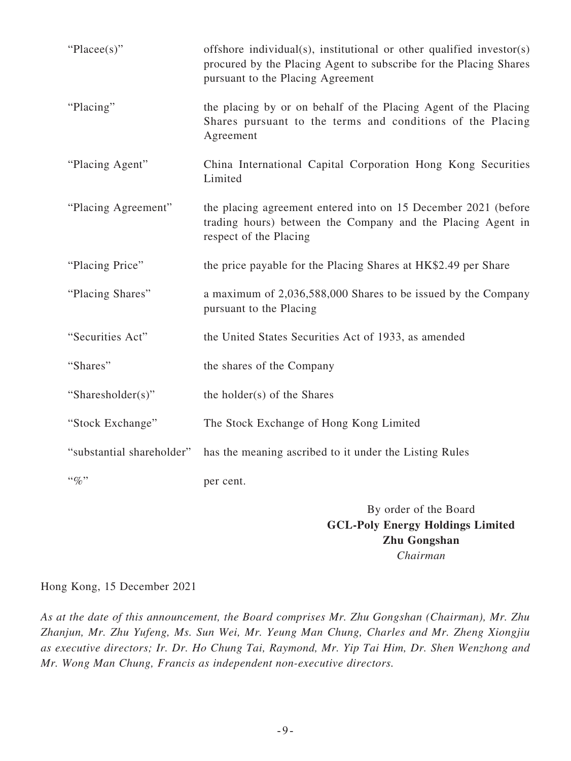| | |
|---|---|
| "Placee(s)" | offshore individual(s), institutional or other qualified investor(s) procured by the Placing Agent to subscribe for the Placing Shares pursuant to the Placing Agreement |
| "Placing" | the placing by or on behalf of the Placing Agent of the Placing Shares pursuant to the terms and conditions of the Placing Agreement |
| "Placing Agent" | China International Capital Corporation Hong Kong Securities Limited |
| "Placing Agreement" | the placing agreement entered into on 15 December 2021 (before trading hours) between the Company and the Placing Agent in respect of the Placing |
| "Placing Price" | the price payable for the Placing Shares at HK$2.49 per Share |
| "Placing Shares" | a maximum of 2,036,588,000 Shares to be issued by the Company pursuant to the Placing |
| "Securities Act" | the United States Securities Act of 1933, as amended |
| "Shares" | the shares of the Company |
| "Shareholder(s)" | the holder(s) of the Shares |
| "Stock Exchange" | The Stock Exchange of Hong Kong Limited |
| "substantial shareholder" | has the meaning ascribed to it under the Listing Rules |
| "%" | per cent. |

By order of the Board
**GCL-Poly Energy Holdings Limited**
**Zhu Gongshan**
*Chairman*

Hong Kong, 15 December 2021

*As at the date of this announcement, the Board comprises Mr. Zhu Gongshan (Chairman), Mr. Zhu Zhanjun, Mr. Zhu Yufeng, Ms. Sun Wei, Mr. Yeung Man Chung, Charles and Mr. Zheng Xiongjiu as executive directors; Ir. Dr. Ho Chung Tai, Raymond, Mr. Yip Tai Him, Dr. Shen Wenzhong and Mr. Wong Man Chung, Francis as independent non-executive directors.*